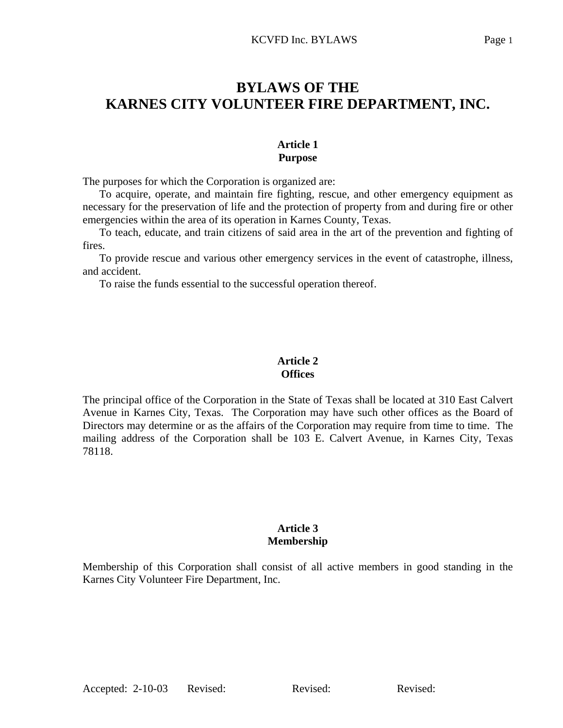# BYLAWS OF THE KARNES CITY VOLUNTEER FIRE DEPARTMENT, INC.

## Article 1
## Purpose

The purposes for which the Corporation is organized are:

To acquire, operate, and maintain fire fighting, rescue, and other emergency equipment as necessary for the preservation of life and the protection of property from and during fire or other emergencies within the area of its operation in Karnes County, Texas.

To teach, educate, and train citizens of said area in the art of the prevention and fighting of fires.

To provide rescue and various other emergency services in the event of catastrophe, illness, and accident.

To raise the funds essential to the successful operation thereof.

## Article 2
## Offices

The principal office of the Corporation in the State of Texas shall be located at 310 East Calvert Avenue in Karnes City, Texas. The Corporation may have such other offices as the Board of Directors may determine or as the affairs of the Corporation may require from time to time. The mailing address of the Corporation shall be 103 E. Calvert Avenue, in Karnes City, Texas 78118.

## Article 3
## Membership

Membership of this Corporation shall consist of all active members in good standing in the Karnes City Volunteer Fire Department, Inc.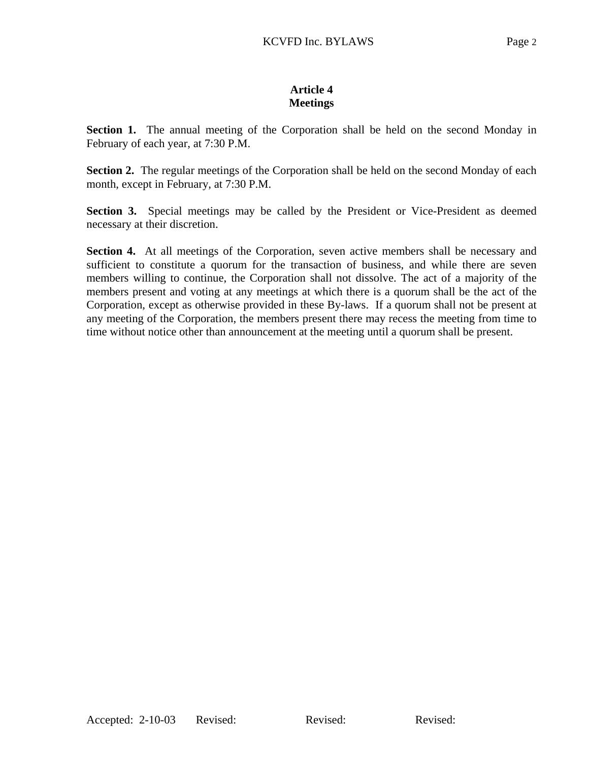## Article 4
## Meetings

**Section 1.** The annual meeting of the Corporation shall be held on the second Monday in February of each year, at 7:30 P.M.

**Section 2.** The regular meetings of the Corporation shall be held on the second Monday of each month, except in February, at 7:30 P.M.

**Section 3.** Special meetings may be called by the President or Vice-President as deemed necessary at their discretion.

**Section 4.** At all meetings of the Corporation, seven active members shall be necessary and sufficient to constitute a quorum for the transaction of business, and while there are seven members willing to continue, the Corporation shall not dissolve. The act of a majority of the members present and voting at any meetings at which there is a quorum shall be the act of the Corporation, except as otherwise provided in these By-laws. If a quorum shall not be present at any meeting of the Corporation, the members present there may recess the meeting from time to time without notice other than announcement at the meeting until a quorum shall be present.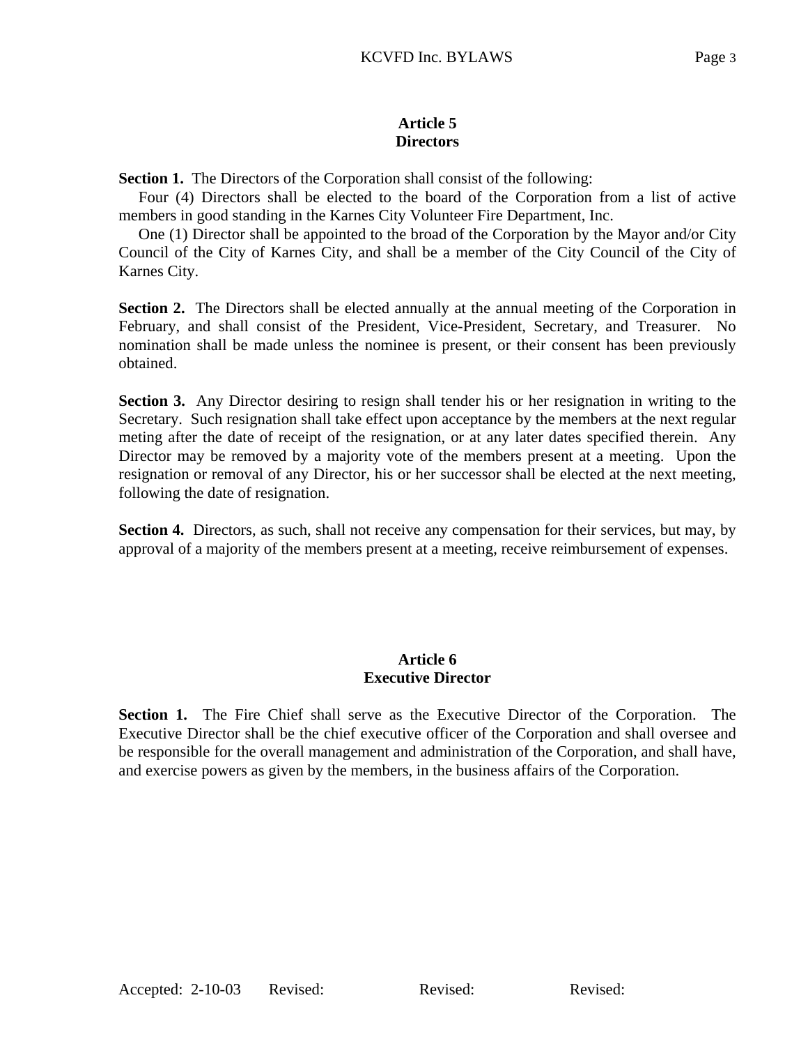## Article 5
## Directors

**Section 1.** The Directors of the Corporation shall consist of the following:

Four (4) Directors shall be elected to the board of the Corporation from a list of active members in good standing in the Karnes City Volunteer Fire Department, Inc.

One (1) Director shall be appointed to the broad of the Corporation by the Mayor and/or City Council of the City of Karnes City, and shall be a member of the City Council of the City of Karnes City.

**Section 2.** The Directors shall be elected annually at the annual meeting of the Corporation in February, and shall consist of the President, Vice-President, Secretary, and Treasurer. No nomination shall be made unless the nominee is present, or their consent has been previously obtained.

**Section 3.** Any Director desiring to resign shall tender his or her resignation in writing to the Secretary. Such resignation shall take effect upon acceptance by the members at the next regular meting after the date of receipt of the resignation, or at any later dates specified therein. Any Director may be removed by a majority vote of the members present at a meeting. Upon the resignation or removal of any Director, his or her successor shall be elected at the next meeting, following the date of resignation.

**Section 4.** Directors, as such, shall not receive any compensation for their services, but may, by approval of a majority of the members present at a meeting, receive reimbursement of expenses.

## Article 6
## Executive Director

**Section 1.** The Fire Chief shall serve as the Executive Director of the Corporation. The Executive Director shall be the chief executive officer of the Corporation and shall oversee and be responsible for the overall management and administration of the Corporation, and shall have, and exercise powers as given by the members, in the business affairs of the Corporation.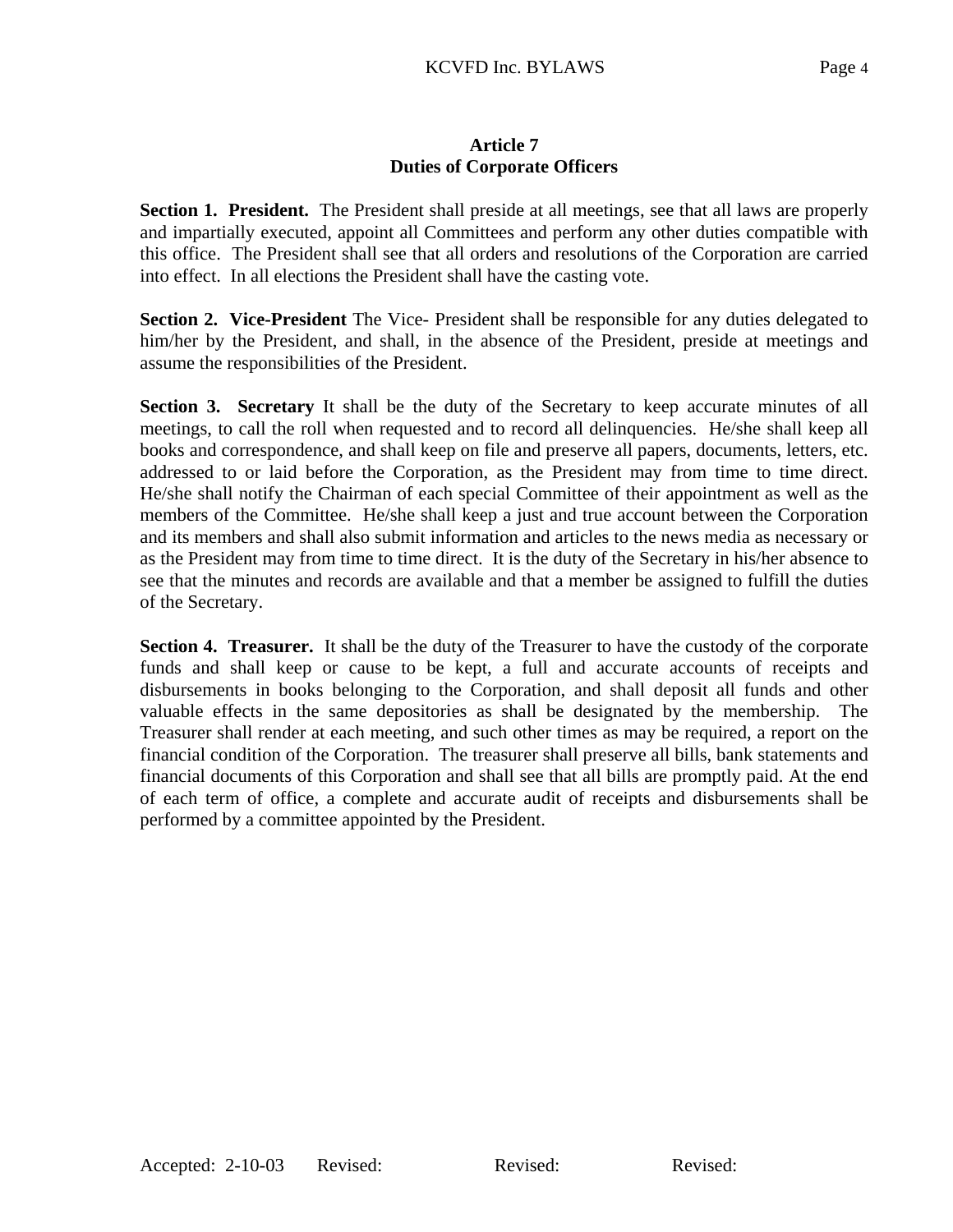## Article 7
## Duties of Corporate Officers

**Section 1. President.** The President shall preside at all meetings, see that all laws are properly and impartially executed, appoint all Committees and perform any other duties compatible with this office. The President shall see that all orders and resolutions of the Corporation are carried into effect. In all elections the President shall have the casting vote.

**Section 2. Vice-President** The Vice- President shall be responsible for any duties delegated to him/her by the President, and shall, in the absence of the President, preside at meetings and assume the responsibilities of the President.

**Section 3. Secretary** It shall be the duty of the Secretary to keep accurate minutes of all meetings, to call the roll when requested and to record all delinquencies. He/she shall keep all books and correspondence, and shall keep on file and preserve all papers, documents, letters, etc. addressed to or laid before the Corporation, as the President may from time to time direct. He/she shall notify the Chairman of each special Committee of their appointment as well as the members of the Committee. He/she shall keep a just and true account between the Corporation and its members and shall also submit information and articles to the news media as necessary or as the President may from time to time direct. It is the duty of the Secretary in his/her absence to see that the minutes and records are available and that a member be assigned to fulfill the duties of the Secretary.

**Section 4. Treasurer.** It shall be the duty of the Treasurer to have the custody of the corporate funds and shall keep or cause to be kept, a full and accurate accounts of receipts and disbursements in books belonging to the Corporation, and shall deposit all funds and other valuable effects in the same depositories as shall be designated by the membership. The Treasurer shall render at each meeting, and such other times as may be required, a report on the financial condition of the Corporation. The treasurer shall preserve all bills, bank statements and financial documents of this Corporation and shall see that all bills are promptly paid. At the end of each term of office, a complete and accurate audit of receipts and disbursements shall be performed by a committee appointed by the President.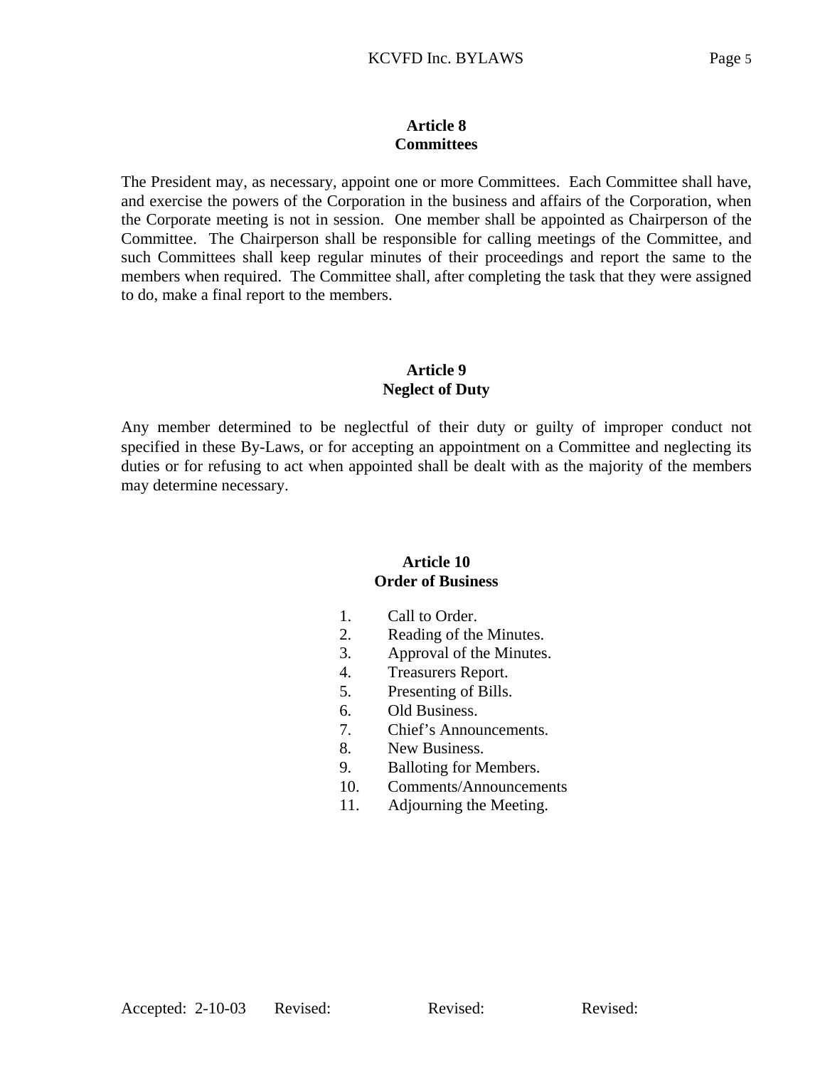## Article 8
## Committees

The President may, as necessary, appoint one or more Committees. Each Committee shall have, and exercise the powers of the Corporation in the business and affairs of the Corporation, when the Corporate meeting is not in session. One member shall be appointed as Chairperson of the Committee. The Chairperson shall be responsible for calling meetings of the Committee, and such Committees shall keep regular minutes of their proceedings and report the same to the members when required. The Committee shall, after completing the task that they were assigned to do, make a final report to the members.

## Article 9
## Neglect of Duty

Any member determined to be neglectful of their duty or guilty of improper conduct not specified in these By-Laws, or for accepting an appointment on a Committee and neglecting its duties or for refusing to act when appointed shall be dealt with as the majority of the members may determine necessary.

## Article 10
## Order of Business

1. Call to Order.
2. Reading of the Minutes.
3. Approval of the Minutes.
4. Treasurers Report.
5. Presenting of Bills.
6. Old Business.
7. Chief's Announcements.
8. New Business.
9. Balloting for Members.
10. Comments/Announcements
11. Adjourning the Meeting.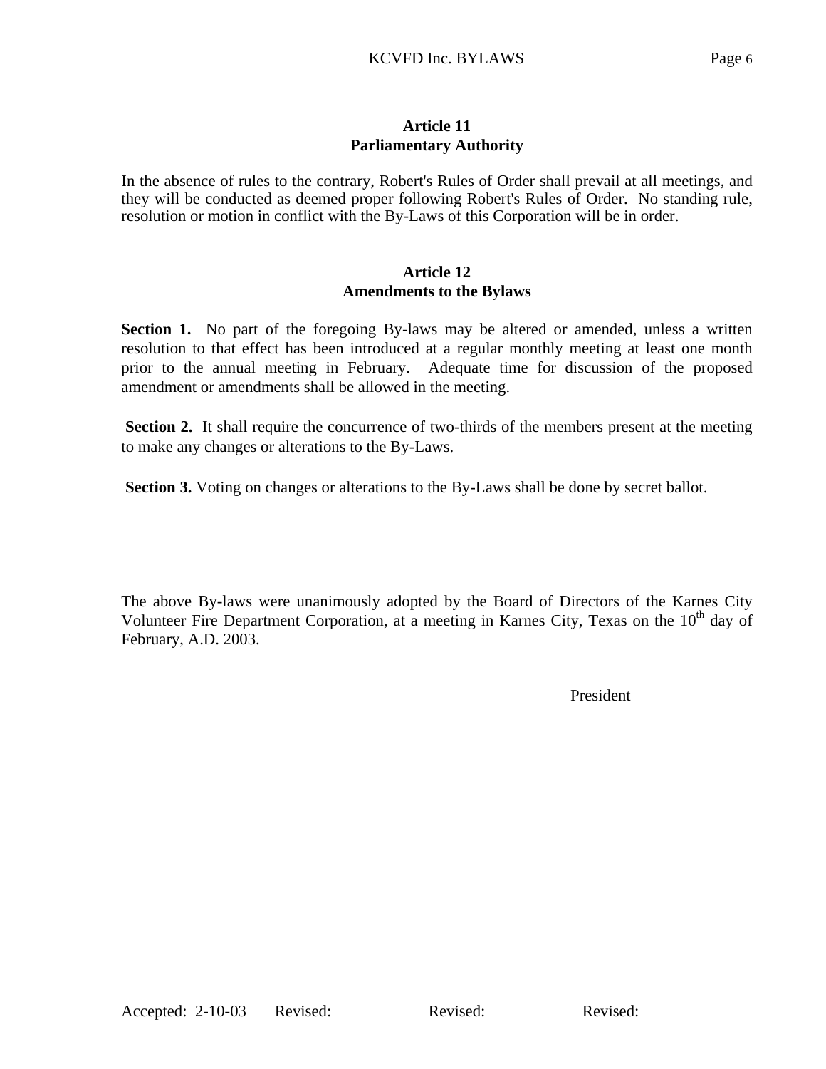## Article 11
## Parliamentary Authority

In the absence of rules to the contrary, Robert's Rules of Order shall prevail at all meetings, and they will be conducted as deemed proper following Robert's Rules of Order. No standing rule, resolution or motion in conflict with the By-Laws of this Corporation will be in order.

## Article 12
## Amendments to the Bylaws

**Section 1.** No part of the foregoing By-laws may be altered or amended, unless a written resolution to that effect has been introduced at a regular monthly meeting at least one month prior to the annual meeting in February. Adequate time for discussion of the proposed amendment or amendments shall be allowed in the meeting.

**Section 2.** It shall require the concurrence of two-thirds of the members present at the meeting to make any changes or alterations to the By-Laws.

**Section 3.** Voting on changes or alterations to the By-Laws shall be done by secret ballot.

The above By-laws were unanimously adopted by the Board of Directors of the Karnes City Volunteer Fire Department Corporation, at a meeting in Karnes City, Texas on the 10th day of February, A.D. 2003.

President

Accepted: 2-10-03 Revised: Revised: Revised: